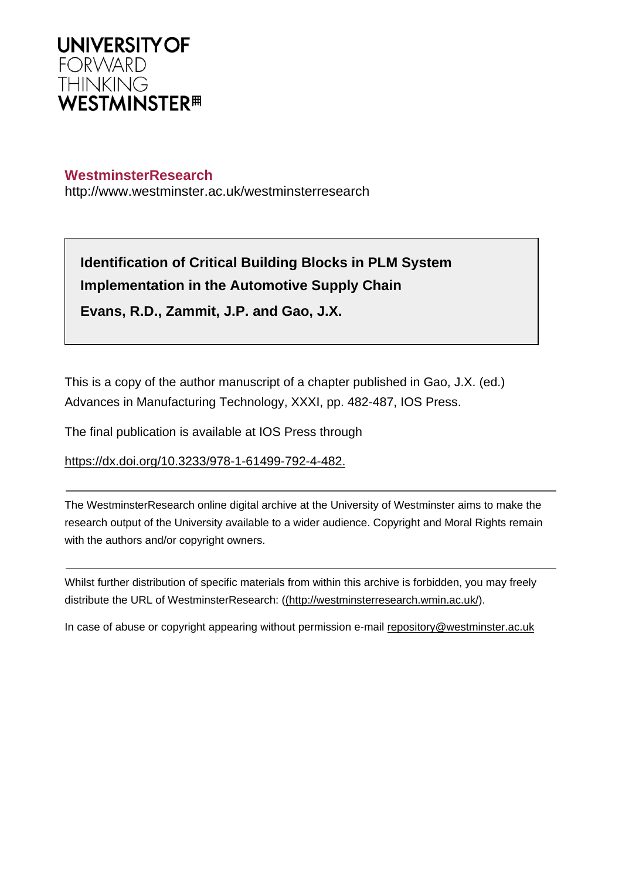UNIVERSITY OF
FORWARD
THINKING
WESTMINSTER

**WestminsterResearch**

http://www.westminster.ac.uk/westminsterresearch

**Identification of Critical Building Blocks in PLM System Implementation in the Automotive Supply Chain**

**Evans, R.D., Zammit, J.P. and Gao, J.X.**

This is a copy of the author manuscript of a chapter published in Gao, J.X. (ed.) Advances in Manufacturing Technology, XXXI, pp. 482-487, IOS Press.

The final publication is available at IOS Press through

https://dx.doi.org/10.3233/978-1-61499-792-4-482.

---

The WestminsterResearch online digital archive at the University of Westminster aims to make the research output of the University available to a wider audience. Copyright and Moral Rights remain with the authors and/or copyright owners.

---

Whilst further distribution of specific materials from within this archive is forbidden, you may freely distribute the URL of WestminsterResearch: ((http://westminsterresearch.wmin.ac.uk/).

In case of abuse or copyright appearing without permission e-mail repository@westminster.ac.uk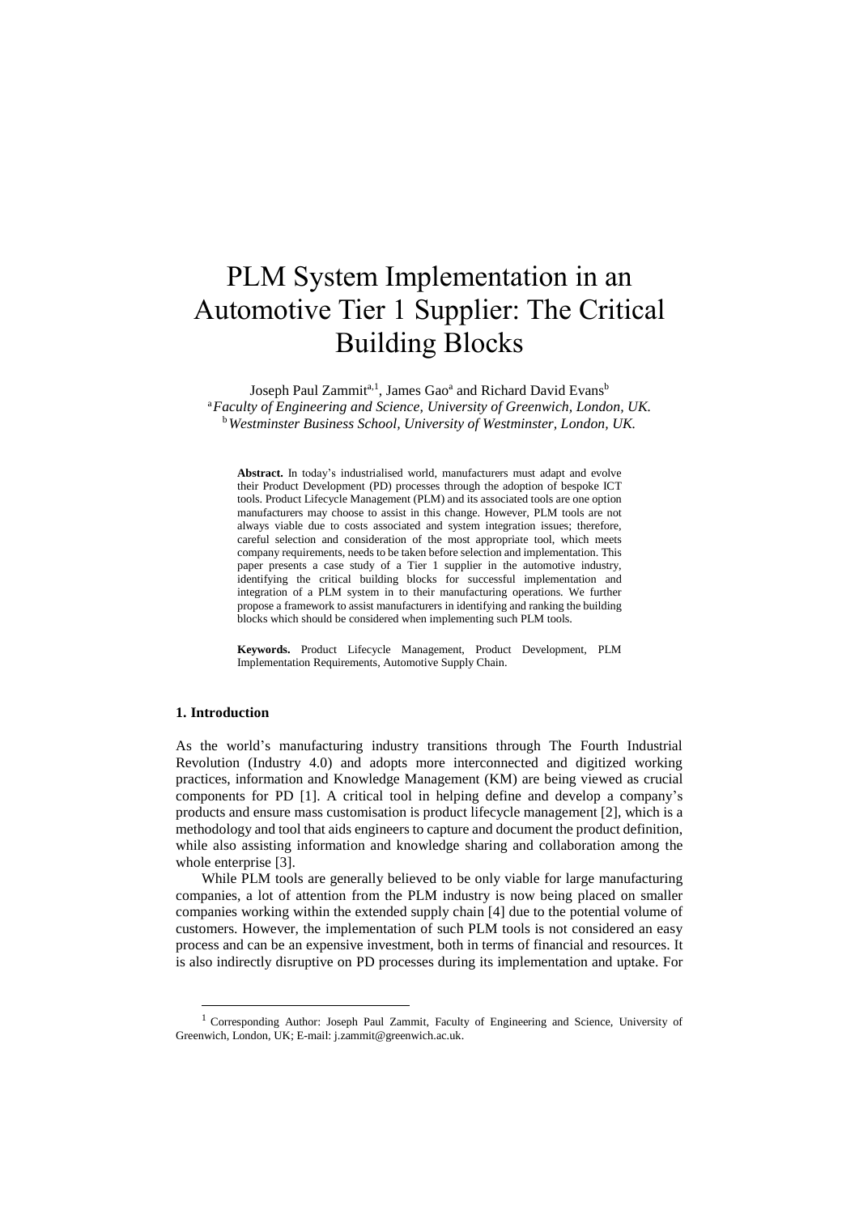# PLM System Implementation in an Automotive Tier 1 Supplier: The Critical Building Blocks

Joseph Paul Zammit[a,1], James Gao[a] and Richard David Evans[b]

[a] *Faculty of Engineering and Science, University of Greenwich, London, UK.*

[b] *Westminster Business School, University of Westminster, London, UK.*

> **Abstract.** In today's industrialised world, manufacturers must adapt and evolve their Product Development (PD) processes through the adoption of bespoke ICT tools. Product Lifecycle Management (PLM) and its associated tools are one option manufacturers may choose to assist in this change. However, PLM tools are not always viable due to costs associated and system integration issues; therefore, careful selection and consideration of the most appropriate tool, which meets company requirements, needs to be taken before selection and implementation. This paper presents a case study of a Tier 1 supplier in the automotive industry, identifying the critical building blocks for successful implementation and integration of a PLM system in to their manufacturing operations. We further propose a framework to assist manufacturers in identifying and ranking the building blocks which should be considered when implementing such PLM tools.
>
> **Keywords.** Product Lifecycle Management, Product Development, PLM Implementation Requirements, Automotive Supply Chain.

## 1. Introduction

As the world's manufacturing industry transitions through The Fourth Industrial Revolution (Industry 4.0) and adopts more interconnected and digitized working practices, information and Knowledge Management (KM) are being viewed as crucial components for PD [1]. A critical tool in helping define and develop a company's products and ensure mass customisation is product lifecycle management [2], which is a methodology and tool that aids engineers to capture and document the product definition, while also assisting information and knowledge sharing and collaboration among the whole enterprise [3].

While PLM tools are generally believed to be only viable for large manufacturing companies, a lot of attention from the PLM industry is now being placed on smaller companies working within the extended supply chain [4] due to the potential volume of customers. However, the implementation of such PLM tools is not considered an easy process and can be an expensive investment, both in terms of financial and resources. It is also indirectly disruptive on PD processes during its implementation and uptake. For

[1] Corresponding Author: Joseph Paul Zammit, Faculty of Engineering and Science, University of Greenwich, London, UK; E-mail: j.zammit@greenwich.ac.uk.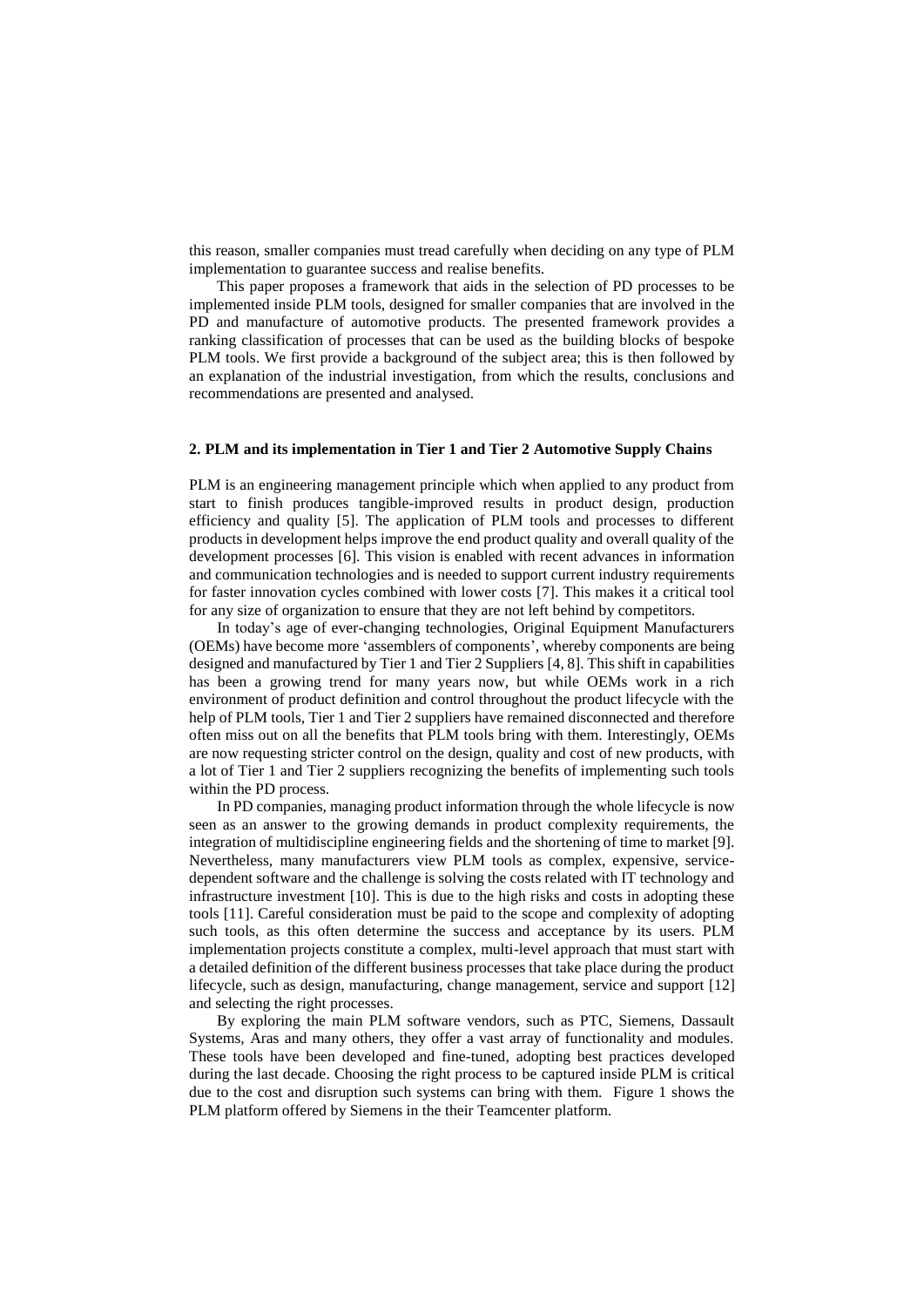this reason, smaller companies must tread carefully when deciding on any type of PLM implementation to guarantee success and realise benefits.

This paper proposes a framework that aids in the selection of PD processes to be implemented inside PLM tools, designed for smaller companies that are involved in the PD and manufacture of automotive products. The presented framework provides a ranking classification of processes that can be used as the building blocks of bespoke PLM tools. We first provide a background of the subject area; this is then followed by an explanation of the industrial investigation, from which the results, conclusions and recommendations are presented and analysed.

## 2. PLM and its implementation in Tier 1 and Tier 2 Automotive Supply Chains

PLM is an engineering management principle which when applied to any product from start to finish produces tangible-improved results in product design, production efficiency and quality [5]. The application of PLM tools and processes to different products in development helps improve the end product quality and overall quality of the development processes [6]. This vision is enabled with recent advances in information and communication technologies and is needed to support current industry requirements for faster innovation cycles combined with lower costs [7]. This makes it a critical tool for any size of organization to ensure that they are not left behind by competitors.

In today's age of ever-changing technologies, Original Equipment Manufacturers (OEMs) have become more 'assemblers of components', whereby components are being designed and manufactured by Tier 1 and Tier 2 Suppliers [4, 8]. This shift in capabilities has been a growing trend for many years now, but while OEMs work in a rich environment of product definition and control throughout the product lifecycle with the help of PLM tools, Tier 1 and Tier 2 suppliers have remained disconnected and therefore often miss out on all the benefits that PLM tools bring with them. Interestingly, OEMs are now requesting stricter control on the design, quality and cost of new products, with a lot of Tier 1 and Tier 2 suppliers recognizing the benefits of implementing such tools within the PD process.

In PD companies, managing product information through the whole lifecycle is now seen as an answer to the growing demands in product complexity requirements, the integration of multidiscipline engineering fields and the shortening of time to market [9]. Nevertheless, many manufacturers view PLM tools as complex, expensive, service-dependent software and the challenge is solving the costs related with IT technology and infrastructure investment [10]. This is due to the high risks and costs in adopting these tools [11]. Careful consideration must be paid to the scope and complexity of adopting such tools, as this often determine the success and acceptance by its users. PLM implementation projects constitute a complex, multi-level approach that must start with a detailed definition of the different business processes that take place during the product lifecycle, such as design, manufacturing, change management, service and support [12] and selecting the right processes.

By exploring the main PLM software vendors, such as PTC, Siemens, Dassault Systems, Aras and many others, they offer a vast array of functionality and modules. These tools have been developed and fine-tuned, adopting best practices developed during the last decade. Choosing the right process to be captured inside PLM is critical due to the cost and disruption such systems can bring with them. Figure 1 shows the PLM platform offered by Siemens in the their Teamcenter platform.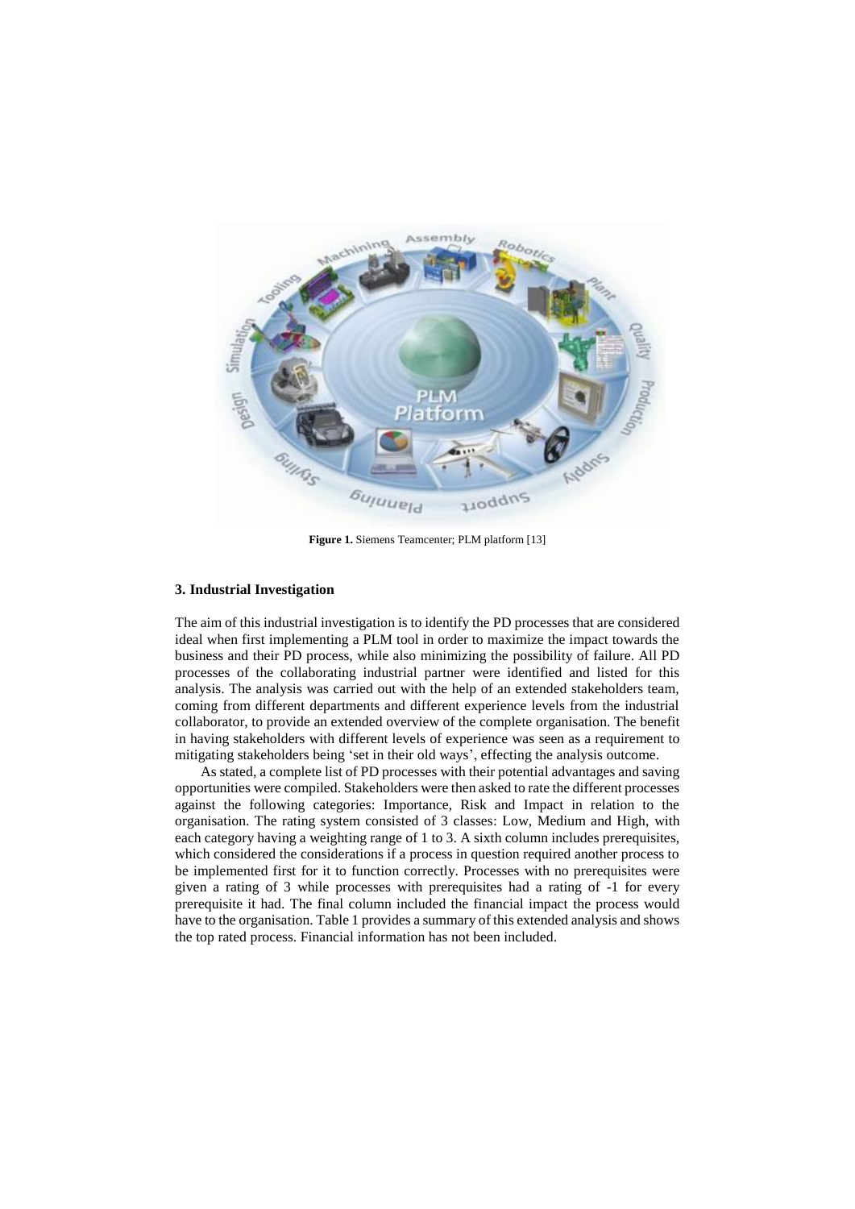**Figure 1.** Siemens Teamcenter; PLM platform [13]

### 3. Industrial Investigation

The aim of this industrial investigation is to identify the PD processes that are considered ideal when first implementing a PLM tool in order to maximize the impact towards the business and their PD process, while also minimizing the possibility of failure. All PD processes of the collaborating industrial partner were identified and listed for this analysis. The analysis was carried out with the help of an extended stakeholders team, coming from different departments and different experience levels from the industrial collaborator, to provide an extended overview of the complete organisation. The benefit in having stakeholders with different levels of experience was seen as a requirement to mitigating stakeholders being 'set in their old ways', effecting the analysis outcome.

As stated, a complete list of PD processes with their potential advantages and saving opportunities were compiled. Stakeholders were then asked to rate the different processes against the following categories: Importance, Risk and Impact in relation to the organisation. The rating system consisted of 3 classes: Low, Medium and High, with each category having a weighting range of 1 to 3. A sixth column includes prerequisites, which considered the considerations if a process in question required another process to be implemented first for it to function correctly. Processes with no prerequisites were given a rating of 3 while processes with prerequisites had a rating of -1 for every prerequisite it had. The final column included the financial impact the process would have to the organisation. Table 1 provides a summary of this extended analysis and shows the top rated process. Financial information has not been included.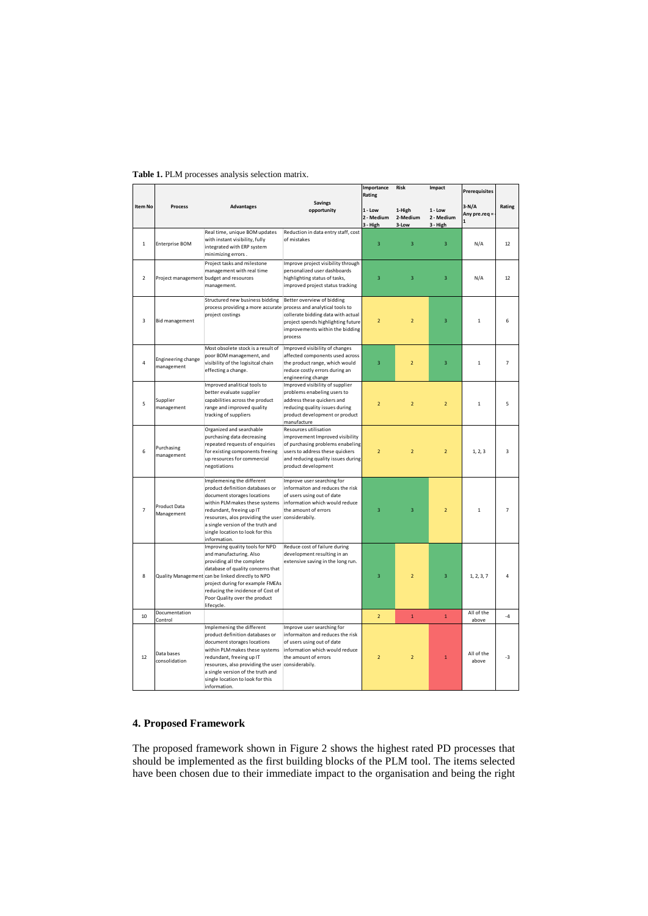**Table 1.** PLM processes analysis selection matrix.

| Item No | Process | Advantages | Savings opportunity | Importance Rating<br>1 - Low<br>2 - Medium<br>3 - High | Risk<br>1-High<br>2-Medium<br>3-Low | Impact<br>1 - Low<br>2 - Medium<br>3 - High | Prerequisites<br>3-N/A<br>Any pre.req = 1 | Rating |
|---|---|---|---|---|---|---|---|---|
| 1 | Enterprise BOM | Real time, unique BOM updates with instant visibility, fully integrated with ERP system minimizing errors . | Reduction in data entry staff, cost of mistakes | 3 | 3 | 3 | N/A | 12 |
| 2 | Project management | Project tasks and milestone management with real time budget and resources management. | Improve project visibility through personalized user dashboards highlighting status of tasks, improved project status tracking | 3 | 3 | 3 | N/A | 12 |
| 3 | Bid management | Structured new business bidding process providing a more accurate project costings | Better overview of bidding process and analytical tools to collerate bidding data with actual project spends highlighting future improvements within the bidding process | 2 | 2 | 3 | 1 | 6 |
| 4 | Engineering change management | Most obsolete stock is a result of poor BOM management, and visibility of the logisitcal chain effecting a change. | Improved visibility of changes affected components used across the product range, which would reduce costly errors during an engineering change | 3 | 2 | 3 | 1 | 7 |
| 5 | Supplier management | Improved analitical tools to better evaluate supplier capabilities across the product range and improved quality tracking of suppliers | Improved visibility of supplier problems enabeling users to address these quickers and reducing quality issues during product development or product manufacture | 2 | 2 | 2 | 1 | 5 |
| 6 | Purchasing management | Organized and searchable purchasing data decreasing repeated requests of enquiries for existing components freeing up resources for commercial negotiations | Resources utilisation improvement Improved visibility of purchasing problems enabeling users to address these quickers and reducing quality issues during product development | 2 | 2 | 2 | 1, 2, 3 | 3 |
| 7 | Product Data Management | Implemening the different product definition databases or document storages locations within PLM makes these systems redundant, freeing up IT resources, alos providing the user a single version of the truth and single location to look for this information. | Improve user searching for informaiton and reduces the risk of users using out of date information which would reduce the amount of errors considerabily. | 3 | 3 | 2 | 1 | 7 |
| 8 | Quality Management | Improving quality tools for NPD and manufacturing. Also providing all the complete database of quality concerns that can be linked directly to NPD project during for example FMEAs reducing the incidence of Cost of Poor Quality over the product lifecycle. | Reduce cost of failure during development resulting in an extensive saving in the long run. | 3 | 2 | 3 | 1, 2, 3, 7 | 4 |
| 10 | Documentation Control | | | 2 | 1 | 1 | All of the above | -4 |
| 12 | Data bases consolidation | Implemening the different product definition databases or document storages locations within PLM makes these systems redundant, freeing up IT resources, also providing the user a single version of the truth and single location to look for this information. | Improve user searching for informaiton and reduces the risk of users using out of date information which would reduce the amount of errors considerabily. | 2 | 2 | 1 | All of the above | -3 |

## 4. Proposed Framework

The proposed framework shown in Figure 2 shows the highest rated PD processes that should be implemented as the first building blocks of the PLM tool. The items selected have been chosen due to their immediate impact to the organisation and being the right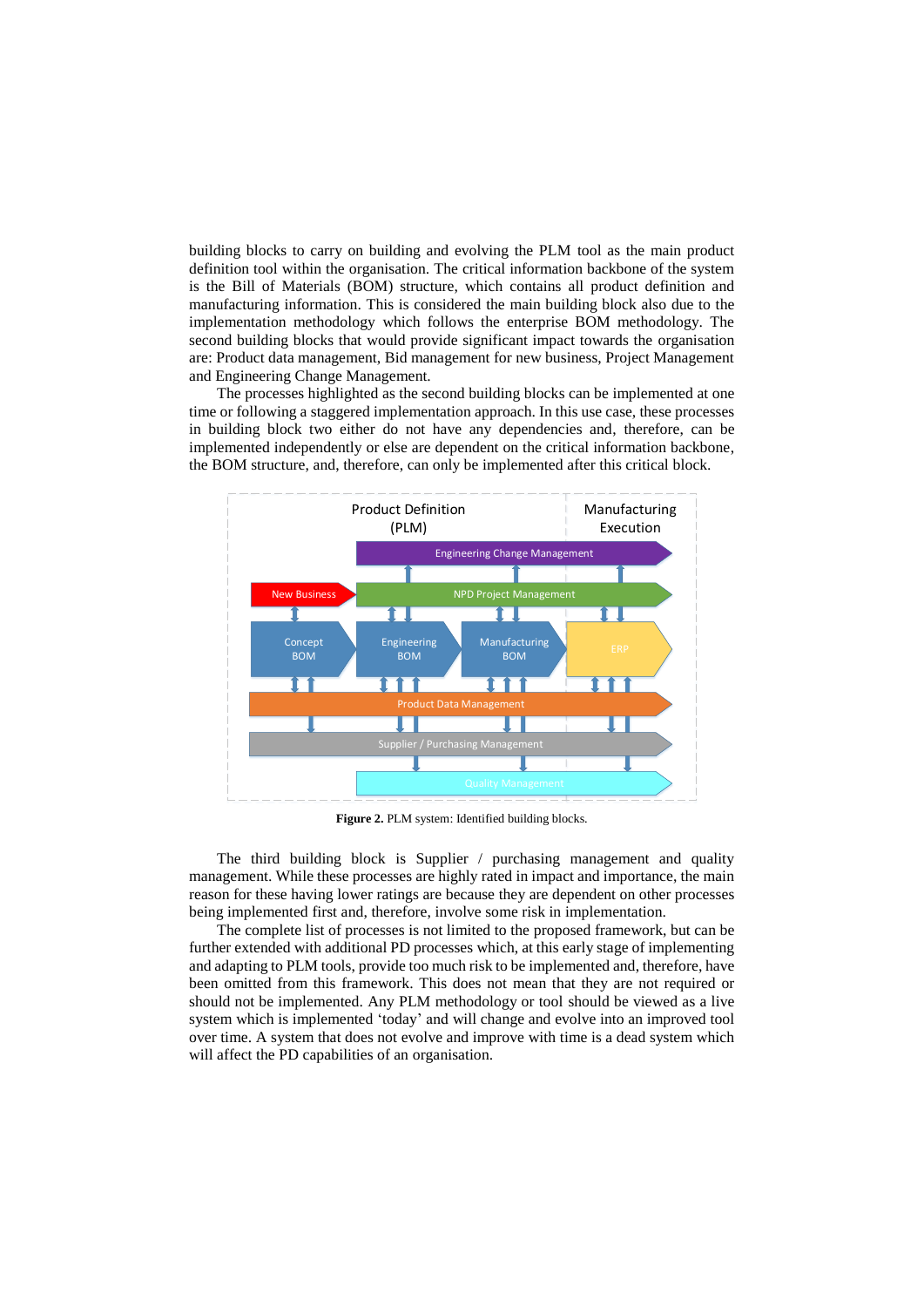building blocks to carry on building and evolving the PLM tool as the main product definition tool within the organisation. The critical information backbone of the system is the Bill of Materials (BOM) structure, which contains all product definition and manufacturing information. This is considered the main building block also due to the implementation methodology which follows the enterprise BOM methodology. The second building blocks that would provide significant impact towards the organisation are: Product data management, Bid management for new business, Project Management and Engineering Change Management.

The processes highlighted as the second building blocks can be implemented at one time or following a staggered implementation approach. In this use case, these processes in building block two either do not have any dependencies and, therefore, can be implemented independently or else are dependent on the critical information backbone, the BOM structure, and, therefore, can only be implemented after this critical block.

**Figure 2.** PLM system: Identified building blocks.

The third building block is Supplier / purchasing management and quality management. While these processes are highly rated in impact and importance, the main reason for these having lower ratings are because they are dependent on other processes being implemented first and, therefore, involve some risk in implementation.

The complete list of processes is not limited to the proposed framework, but can be further extended with additional PD processes which, at this early stage of implementing and adapting to PLM tools, provide too much risk to be implemented and, therefore, have been omitted from this framework. This does not mean that they are not required or should not be implemented. Any PLM methodology or tool should be viewed as a live system which is implemented 'today' and will change and evolve into an improved tool over time. A system that does not evolve and improve with time is a dead system which will affect the PD capabilities of an organisation.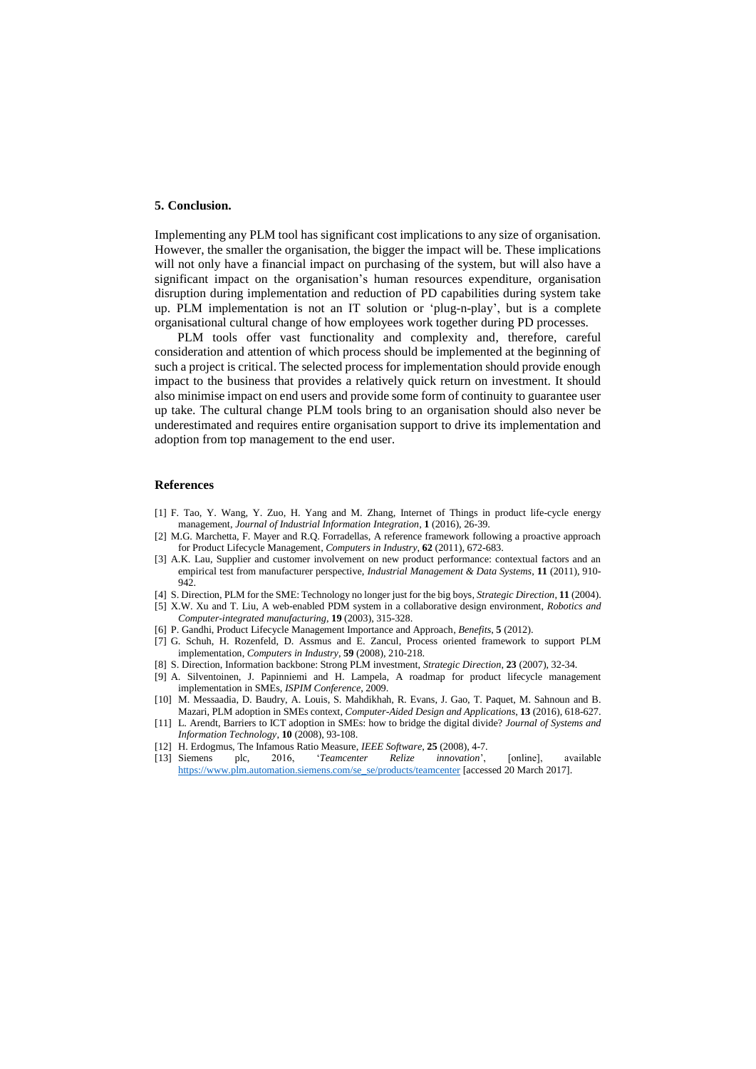## 5. Conclusion.

Implementing any PLM tool has significant cost implications to any size of organisation. However, the smaller the organisation, the bigger the impact will be. These implications will not only have a financial impact on purchasing of the system, but will also have a significant impact on the organisation's human resources expenditure, organisation disruption during implementation and reduction of PD capabilities during system take up. PLM implementation is not an IT solution or 'plug-n-play', but is a complete organisational cultural change of how employees work together during PD processes.

PLM tools offer vast functionality and complexity and, therefore, careful consideration and attention of which process should be implemented at the beginning of such a project is critical. The selected process for implementation should provide enough impact to the business that provides a relatively quick return on investment. It should also minimise impact on end users and provide some form of continuity to guarantee user up take. The cultural change PLM tools bring to an organisation should also never be underestimated and requires entire organisation support to drive its implementation and adoption from top management to the end user.

## References

[1] F. Tao, Y. Wang, Y. Zuo, H. Yang and M. Zhang, Internet of Things in product life-cycle energy management, *Journal of Industrial Information Integration*, **1** (2016), 26-39.

[2] M.G. Marchetta, F. Mayer and R.Q. Forradellas, A reference framework following a proactive approach for Product Lifecycle Management, *Computers in Industry*, **62** (2011), 672-683.

[3] A.K. Lau, Supplier and customer involvement on new product performance: contextual factors and an empirical test from manufacturer perspective, *Industrial Management & Data Systems*, **11** (2011), 910-942.

[4] S. Direction, PLM for the SME: Technology no longer just for the big boys, *Strategic Direction*, **11** (2004).

[5] X.W. Xu and T. Liu, A web-enabled PDM system in a collaborative design environment, *Robotics and Computer-integrated manufacturing*, **19** (2003), 315-328.

[6] P. Gandhi, Product Lifecycle Management Importance and Approach, *Benefits*, **5** (2012).

[7] G. Schuh, H. Rozenfeld, D. Assmus and E. Zancul, Process oriented framework to support PLM implementation, *Computers in Industry*, **59** (2008), 210-218.

[8] S. Direction, Information backbone: Strong PLM investment, *Strategic Direction*, **23** (2007), 32-34.

[9] A. Silventoinen, J. Papinniemi and H. Lampela, A roadmap for product lifecycle management implementation in SMEs, *ISPIM Conference*, 2009.

[10] M. Messaadia, D. Baudry, A. Louis, S. Mahdikhah, R. Evans, J. Gao, T. Paquet, M. Sahnoun and B. Mazari, PLM adoption in SMEs context, *Computer-Aided Design and Applications*, **13** (2016), 618-627.

[11] L. Arendt, Barriers to ICT adoption in SMEs: how to bridge the digital divide? *Journal of Systems and Information Technology*, **10** (2008), 93-108.

[12] H. Erdogmus, The Infamous Ratio Measure, *IEEE Software*, **25** (2008), 4-7.

[13] Siemens plc, 2016, '*Teamcenter Relize innovation*', [online], available https://www.plm.automation.siemens.com/se_se/products/teamcenter [accessed 20 March 2017].